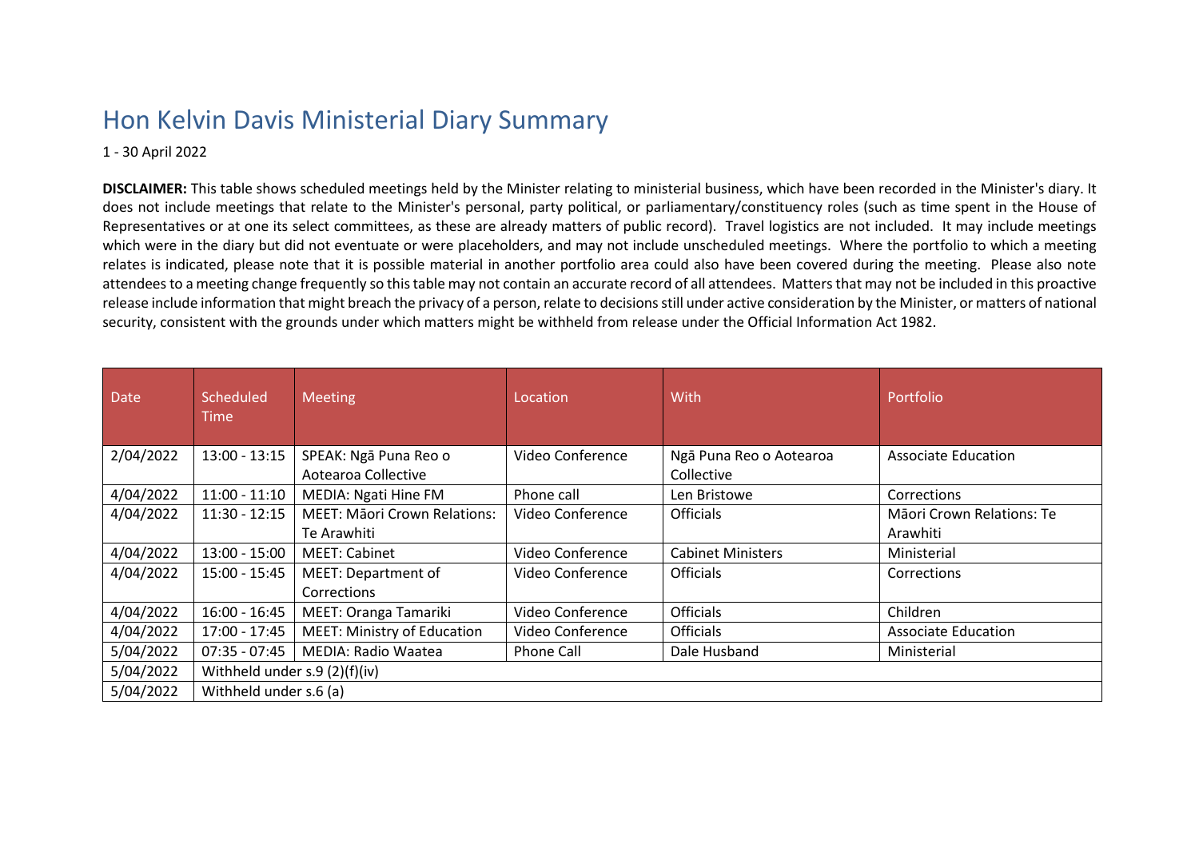# Hon Kelvin Davis Ministerial Diary Summary

1 - 30 April 2022

**DISCLAIMER:** This table shows scheduled meetings held by the Minister relating to ministerial business, which have been recorded in the Minister's diary. It does not include meetings that relate to the Minister's personal, party political, or parliamentary/constituency roles (such as time spent in the House of Representatives or at one its select committees, as these are already matters of public record). Travel logistics are not included. It may include meetings which were in the diary but did not eventuate or were placeholders, and may not include unscheduled meetings. Where the portfolio to which a meeting relates is indicated, please note that it is possible material in another portfolio area could also have been covered during the meeting. Please also note attendees to a meeting change frequently so this table may not contain an accurate record of all attendees. Matters that may not be included in this proactive release include information that might breach the privacy of a person, relate to decisions still under active consideration by the Minister, or matters of national security, consistent with the grounds under which matters might be withheld from release under the Official Information Act 1982.

| Date | Scheduled Time | Meeting | Location | With | Portfolio |
|---|---|---|---|---|---|
| 2/04/2022 | 13:00 - 13:15 | SPEAK: Ngā Puna Reo o Aotearoa Collective | Video Conference | Ngā Puna Reo o Aotearoa Collective | Associate Education |
| 4/04/2022 | 11:00 - 11:10 | MEDIA: Ngati Hine FM | Phone call | Len Bristowe | Corrections |
| 4/04/2022 | 11:30 - 12:15 | MEET: Māori Crown Relations: Te Arawhiti | Video Conference | Officials | Māori Crown Relations: Te Arawhiti |
| 4/04/2022 | 13:00 - 15:00 | MEET: Cabinet | Video Conference | Cabinet Ministers | Ministerial |
| 4/04/2022 | 15:00 - 15:45 | MEET: Department of Corrections | Video Conference | Officials | Corrections |
| 4/04/2022 | 16:00 - 16:45 | MEET: Oranga Tamariki | Video Conference | Officials | Children |
| 4/04/2022 | 17:00 - 17:45 | MEET: Ministry of Education | Video Conference | Officials | Associate Education |
| 5/04/2022 | 07:35 - 07:45 | MEDIA: Radio Waatea | Phone Call | Dale Husband | Ministerial |
| 5/04/2022 | Withheld under s.9 (2)(f)(iv) | | | | |
| 5/04/2022 | Withheld under s.6 (a) | | | | |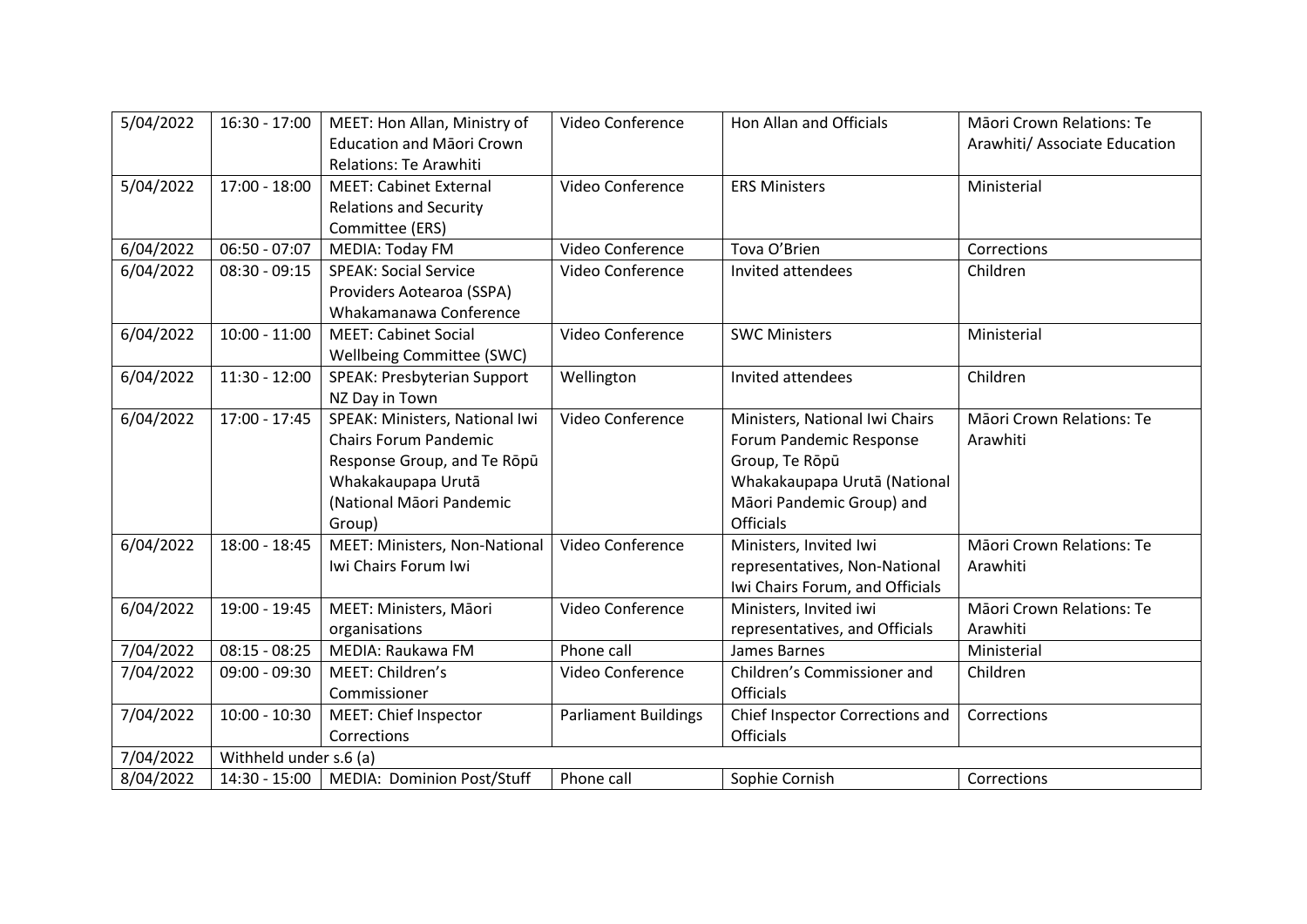| | | | | | |
|---|---|---|---|---|---|
| 5/04/2022 | 16:30 - 17:00 | MEET: Hon Allan, Ministry of Education and Māori Crown Relations: Te Arawhiti | Video Conference | Hon Allan and Officials | Māori Crown Relations: Te Arawhiti/ Associate Education |
| 5/04/2022 | 17:00 - 18:00 | MEET: Cabinet External Relations and Security Committee (ERS) | Video Conference | ERS Ministers | Ministerial |
| 6/04/2022 | 06:50 - 07:07 | MEDIA: Today FM | Video Conference | Tova O'Brien | Corrections |
| 6/04/2022 | 08:30 - 09:15 | SPEAK: Social Service Providers Aotearoa (SSPA) Whakamanawa Conference | Video Conference | Invited attendees | Children |
| 6/04/2022 | 10:00 - 11:00 | MEET: Cabinet Social Wellbeing Committee (SWC) | Video Conference | SWC Ministers | Ministerial |
| 6/04/2022 | 11:30 - 12:00 | SPEAK: Presbyterian Support NZ Day in Town | Wellington | Invited attendees | Children |
| 6/04/2022 | 17:00 - 17:45 | SPEAK: Ministers, National Iwi Chairs Forum Pandemic Response Group, and Te Rōpū Whakakaupapa Urutā (National Māori Pandemic Group) | Video Conference | Ministers, National Iwi Chairs Forum Pandemic Response Group, Te Rōpū Whakakaupapa Urutā (National Māori Pandemic Group) and Officials | Māori Crown Relations: Te Arawhiti |
| 6/04/2022 | 18:00 - 18:45 | MEET: Ministers, Non-National Iwi Chairs Forum Iwi | Video Conference | Ministers, Invited Iwi representatives, Non-National Iwi Chairs Forum, and Officials | Māori Crown Relations: Te Arawhiti |
| 6/04/2022 | 19:00 - 19:45 | MEET: Ministers, Māori organisations | Video Conference | Ministers, Invited iwi representatives, and Officials | Māori Crown Relations: Te Arawhiti |
| 7/04/2022 | 08:15 - 08:25 | MEDIA: Raukawa FM | Phone call | James Barnes | Ministerial |
| 7/04/2022 | 09:00 - 09:30 | MEET: Children's Commissioner | Video Conference | Children's Commissioner and Officials | Children |
| 7/04/2022 | 10:00 - 10:30 | MEET: Chief Inspector Corrections | Parliament Buildings | Chief Inspector Corrections and Officials | Corrections |
| 7/04/2022 | Withheld under s.6 (a) | | | | |
| 8/04/2022 | 14:30 - 15:00 | MEDIA: Dominion Post/Stuff | Phone call | Sophie Cornish | Corrections |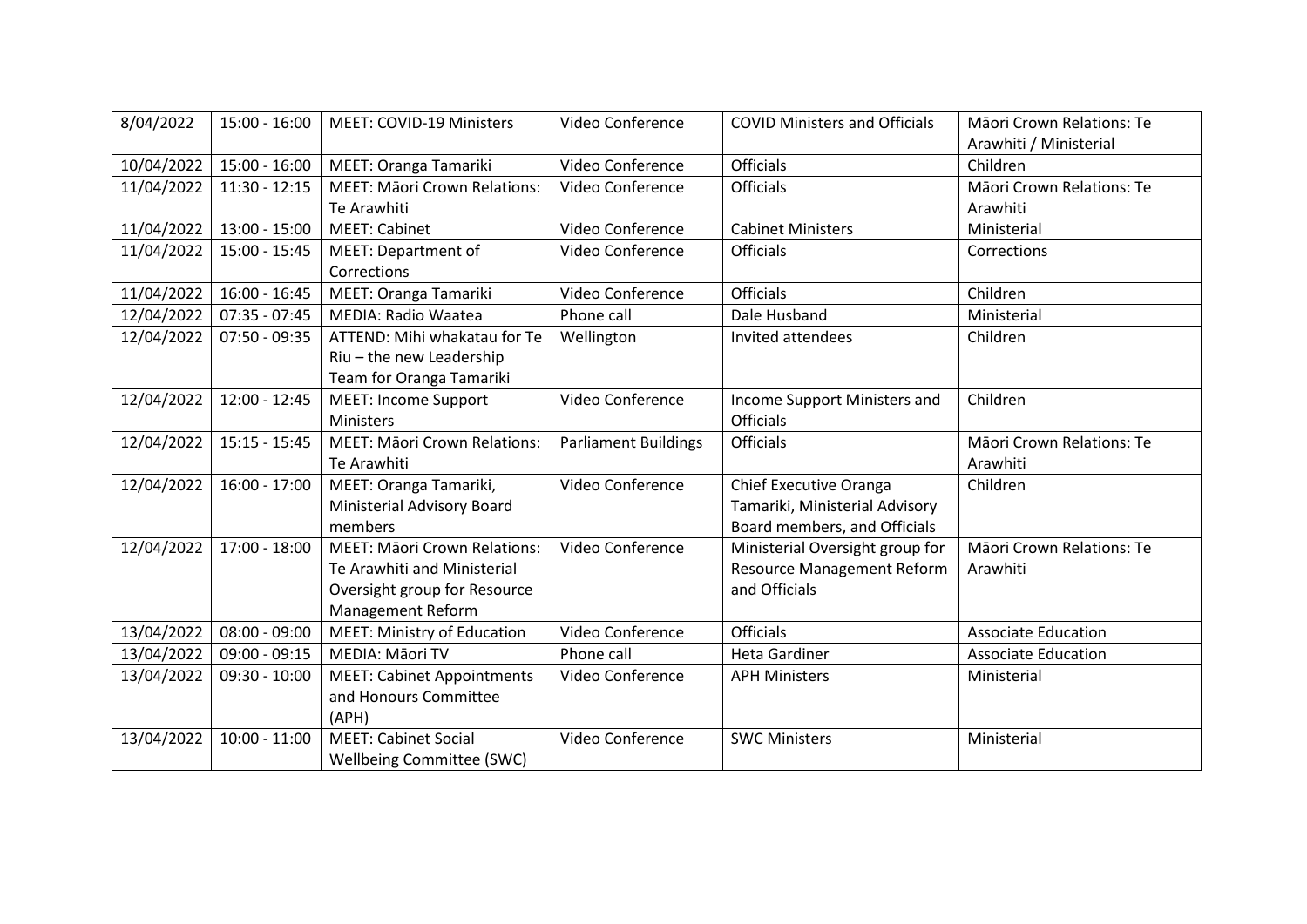| | | | | | |
|---|---|---|---|---|---|
| 8/04/2022 | 15:00 - 16:00 | MEET: COVID-19 Ministers | Video Conference | COVID Ministers and Officials | Māori Crown Relations: Te Arawhiti / Ministerial |
| 10/04/2022 | 15:00 - 16:00 | MEET: Oranga Tamariki | Video Conference | Officials | Children |
| 11/04/2022 | 11:30 - 12:15 | MEET: Māori Crown Relations: Te Arawhiti | Video Conference | Officials | Māori Crown Relations: Te Arawhiti |
| 11/04/2022 | 13:00 - 15:00 | MEET: Cabinet | Video Conference | Cabinet Ministers | Ministerial |
| 11/04/2022 | 15:00 - 15:45 | MEET: Department of Corrections | Video Conference | Officials | Corrections |
| 11/04/2022 | 16:00 - 16:45 | MEET: Oranga Tamariki | Video Conference | Officials | Children |
| 12/04/2022 | 07:35 - 07:45 | MEDIA: Radio Waatea | Phone call | Dale Husband | Ministerial |
| 12/04/2022 | 07:50 - 09:35 | ATTEND: Mihi whakatau for Te Riu – the new Leadership Team for Oranga Tamariki | Wellington | Invited attendees | Children |
| 12/04/2022 | 12:00 - 12:45 | MEET: Income Support Ministers | Video Conference | Income Support Ministers and Officials | Children |
| 12/04/2022 | 15:15 - 15:45 | MEET: Māori Crown Relations: Te Arawhiti | Parliament Buildings | Officials | Māori Crown Relations: Te Arawhiti |
| 12/04/2022 | 16:00 - 17:00 | MEET: Oranga Tamariki, Ministerial Advisory Board members | Video Conference | Chief Executive Oranga Tamariki, Ministerial Advisory Board members, and Officials | Children |
| 12/04/2022 | 17:00 - 18:00 | MEET: Māori Crown Relations: Te Arawhiti and Ministerial Oversight group for Resource Management Reform | Video Conference | Ministerial Oversight group for Resource Management Reform and Officials | Māori Crown Relations: Te Arawhiti |
| 13/04/2022 | 08:00 - 09:00 | MEET: Ministry of Education | Video Conference | Officials | Associate Education |
| 13/04/2022 | 09:00 - 09:15 | MEDIA: Māori TV | Phone call | Heta Gardiner | Associate Education |
| 13/04/2022 | 09:30 - 10:00 | MEET: Cabinet Appointments and Honours Committee (APH) | Video Conference | APH Ministers | Ministerial |
| 13/04/2022 | 10:00 - 11:00 | MEET: Cabinet Social Wellbeing Committee (SWC) | Video Conference | SWC Ministers | Ministerial |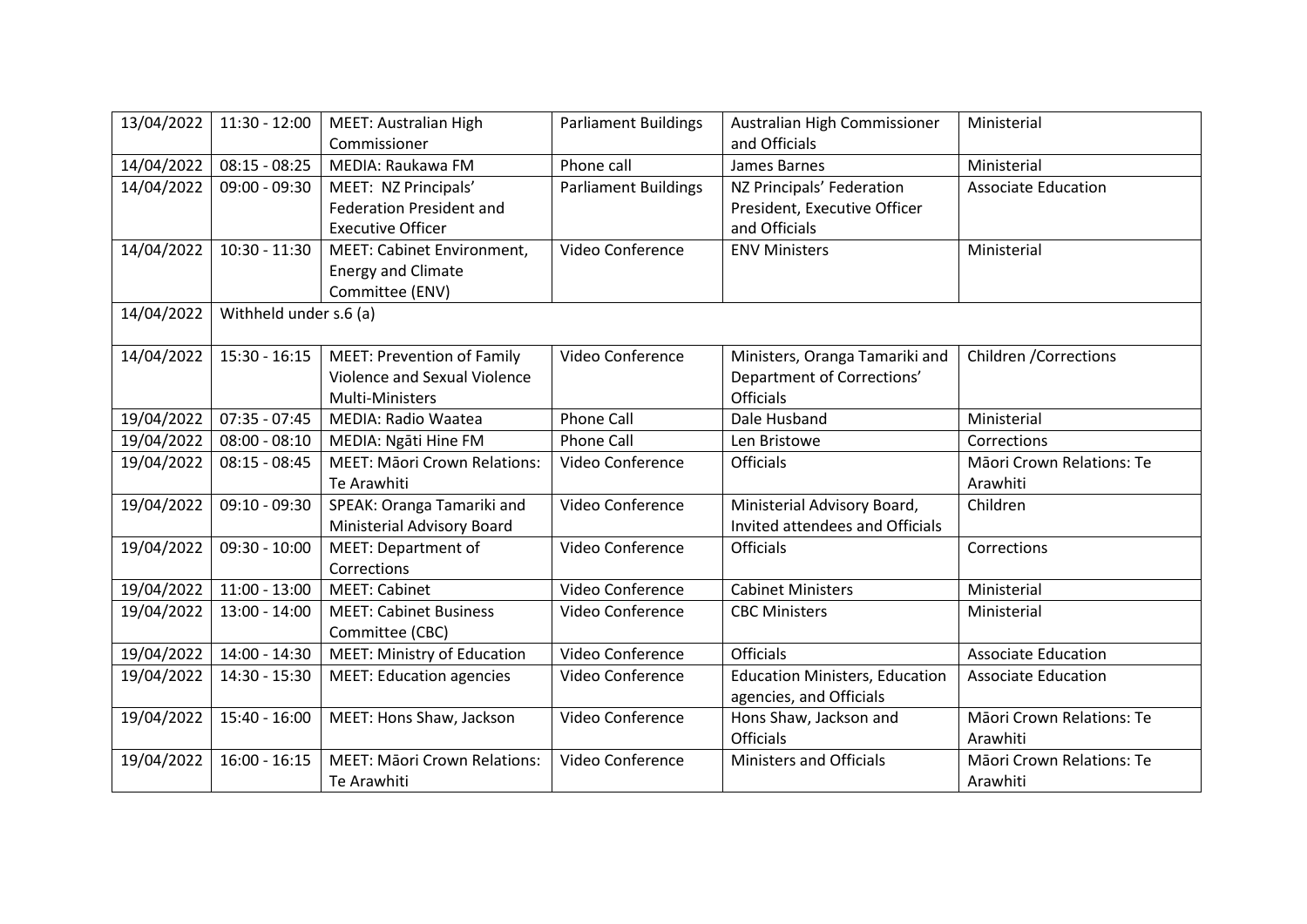| | | | | | |
|---|---|---|---|---|---|
| 13/04/2022 | 11:30 - 12:00 | MEET: Australian High Commissioner | Parliament Buildings | Australian High Commissioner and Officials | Ministerial |
| 14/04/2022 | 08:15 - 08:25 | MEDIA: Raukawa FM | Phone call | James Barnes | Ministerial |
| 14/04/2022 | 09:00 - 09:30 | MEET: NZ Principals' Federation President and Executive Officer | Parliament Buildings | NZ Principals' Federation President, Executive Officer and Officials | Associate Education |
| 14/04/2022 | 10:30 - 11:30 | MEET: Cabinet Environment, Energy and Climate Committee (ENV) | Video Conference | ENV Ministers | Ministerial |
| 14/04/2022 | Withheld under s.6 (a) | | | | |
| 14/04/2022 | 15:30 - 16:15 | MEET: Prevention of Family Violence and Sexual Violence Multi-Ministers | Video Conference | Ministers, Oranga Tamariki and Department of Corrections' Officials | Children /Corrections |
| 19/04/2022 | 07:35 - 07:45 | MEDIA: Radio Waatea | Phone Call | Dale Husband | Ministerial |
| 19/04/2022 | 08:00 - 08:10 | MEDIA: Ngāti Hine FM | Phone Call | Len Bristowe | Corrections |
| 19/04/2022 | 08:15 - 08:45 | MEET: Māori Crown Relations: Te Arawhiti | Video Conference | Officials | Māori Crown Relations: Te Arawhiti |
| 19/04/2022 | 09:10 - 09:30 | SPEAK: Oranga Tamariki and Ministerial Advisory Board | Video Conference | Ministerial Advisory Board, Invited attendees and Officials | Children |
| 19/04/2022 | 09:30 - 10:00 | MEET: Department of Corrections | Video Conference | Officials | Corrections |
| 19/04/2022 | 11:00 - 13:00 | MEET: Cabinet | Video Conference | Cabinet Ministers | Ministerial |
| 19/04/2022 | 13:00 - 14:00 | MEET: Cabinet Business Committee (CBC) | Video Conference | CBC Ministers | Ministerial |
| 19/04/2022 | 14:00 - 14:30 | MEET: Ministry of Education | Video Conference | Officials | Associate Education |
| 19/04/2022 | 14:30 - 15:30 | MEET: Education agencies | Video Conference | Education Ministers, Education agencies, and Officials | Associate Education |
| 19/04/2022 | 15:40 - 16:00 | MEET: Hons Shaw, Jackson | Video Conference | Hons Shaw, Jackson and Officials | Māori Crown Relations: Te Arawhiti |
| 19/04/2022 | 16:00 - 16:15 | MEET: Māori Crown Relations: Te Arawhiti | Video Conference | Ministers and Officials | Māori Crown Relations: Te Arawhiti |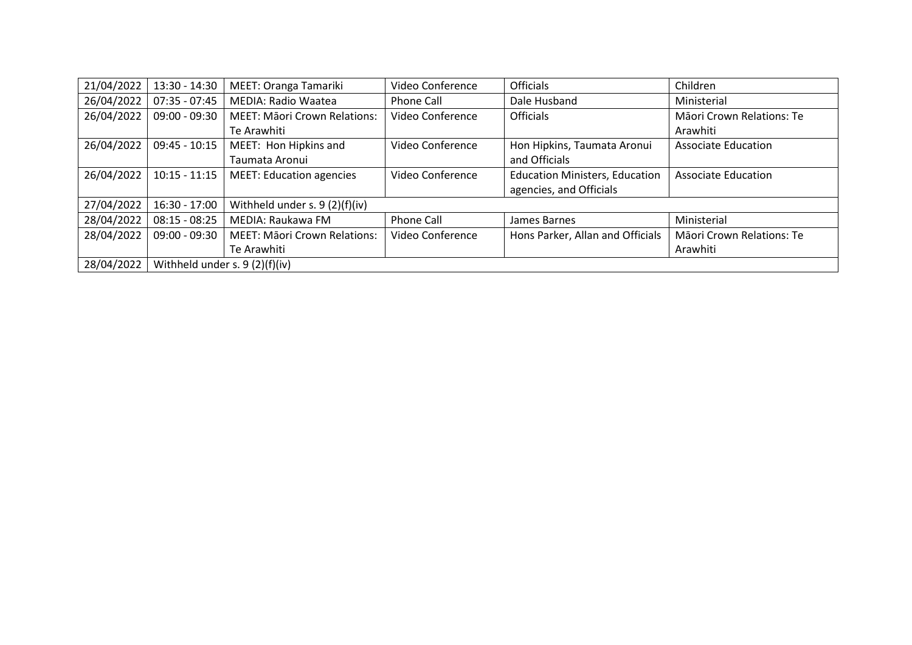| | | | | | |
|---|---|---|---|---|---|
| 21/04/2022 | 13:30 - 14:30 | MEET: Oranga Tamariki | Video Conference | Officials | Children |
| 26/04/2022 | 07:35 - 07:45 | MEDIA: Radio Waatea | Phone Call | Dale Husband | Ministerial |
| 26/04/2022 | 09:00 - 09:30 | MEET: Māori Crown Relations: Te Arawhiti | Video Conference | Officials | Māori Crown Relations: Te Arawhiti |
| 26/04/2022 | 09:45 - 10:15 | MEET: Hon Hipkins and Taumata Aronui | Video Conference | Hon Hipkins, Taumata Aronui and Officials | Associate Education |
| 26/04/2022 | 10:15 - 11:15 | MEET: Education agencies | Video Conference | Education Ministers, Education agencies, and Officials | Associate Education |
| 27/04/2022 | 16:30 - 17:00 | Withheld under s. 9 (2)(f)(iv) | | | |
| 28/04/2022 | 08:15 - 08:25 | MEDIA: Raukawa FM | Phone Call | James Barnes | Ministerial |
| 28/04/2022 | 09:00 - 09:30 | MEET: Māori Crown Relations: Te Arawhiti | Video Conference | Hons Parker, Allan and Officials | Māori Crown Relations: Te Arawhiti |
| 28/04/2022 | Withheld under s. 9 (2)(f)(iv) | | | | |